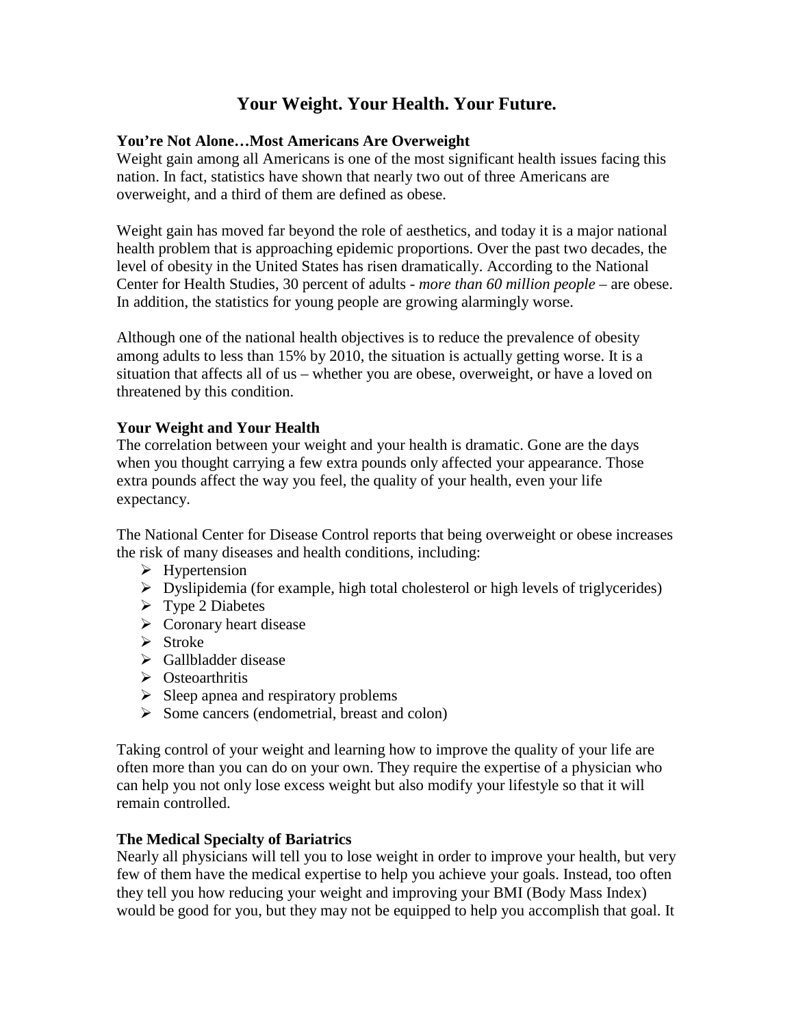# Your Weight. Your Health. Your Future.

**You're Not Alone…Most Americans Are Overweight**

Weight gain among all Americans is one of the most significant health issues facing this nation. In fact, statistics have shown that nearly two out of three Americans are overweight, and a third of them are defined as obese.

Weight gain has moved far beyond the role of aesthetics, and today it is a major national health problem that is approaching epidemic proportions. Over the past two decades, the level of obesity in the United States has risen dramatically. According to the National Center for Health Studies, 30 percent of adults - *more than 60 million people* – are obese. In addition, the statistics for young people are growing alarmingly worse.

Although one of the national health objectives is to reduce the prevalence of obesity among adults to less than 15% by 2010, the situation is actually getting worse. It is a situation that affects all of us – whether you are obese, overweight, or have a loved on threatened by this condition.

**Your Weight and Your Health**

The correlation between your weight and your health is dramatic. Gone are the days when you thought carrying a few extra pounds only affected your appearance. Those extra pounds affect the way you feel, the quality of your health, even your life expectancy.

The National Center for Disease Control reports that being overweight or obese increases the risk of many diseases and health conditions, including:

- Hypertension
- Dyslipidemia (for example, high total cholesterol or high levels of triglycerides)
- Type 2 Diabetes
- Coronary heart disease
- Stroke
- Gallbladder disease
- Osteoarthritis
- Sleep apnea and respiratory problems
- Some cancers (endometrial, breast and colon)

Taking control of your weight and learning how to improve the quality of your life are often more than you can do on your own. They require the expertise of a physician who can help you not only lose excess weight but also modify your lifestyle so that it will remain controlled.

**The Medical Specialty of Bariatrics**

Nearly all physicians will tell you to lose weight in order to improve your health, but very few of them have the medical expertise to help you achieve your goals. Instead, too often they tell you how reducing your weight and improving your BMI (Body Mass Index) would be good for you, but they may not be equipped to help you accomplish that goal. It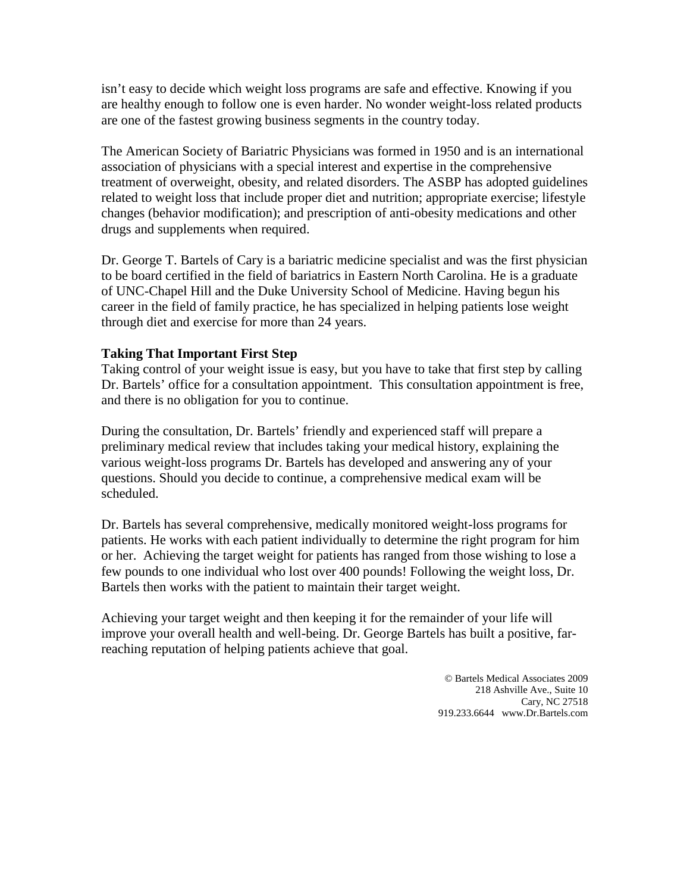isn't easy to decide which weight loss programs are safe and effective. Knowing if you are healthy enough to follow one is even harder. No wonder weight-loss related products are one of the fastest growing business segments in the country today.

The American Society of Bariatric Physicians was formed in 1950 and is an international association of physicians with a special interest and expertise in the comprehensive treatment of overweight, obesity, and related disorders. The ASBP has adopted guidelines related to weight loss that include proper diet and nutrition; appropriate exercise; lifestyle changes (behavior modification); and prescription of anti-obesity medications and other drugs and supplements when required.

Dr. George T. Bartels of Cary is a bariatric medicine specialist and was the first physician to be board certified in the field of bariatrics in Eastern North Carolina. He is a graduate of UNC-Chapel Hill and the Duke University School of Medicine. Having begun his career in the field of family practice, he has specialized in helping patients lose weight through diet and exercise for more than 24 years.

**Taking That Important First Step**

Taking control of your weight issue is easy, but you have to take that first step by calling Dr. Bartels' office for a consultation appointment. This consultation appointment is free, and there is no obligation for you to continue.

During the consultation, Dr. Bartels' friendly and experienced staff will prepare a preliminary medical review that includes taking your medical history, explaining the various weight-loss programs Dr. Bartels has developed and answering any of your questions. Should you decide to continue, a comprehensive medical exam will be scheduled.

Dr. Bartels has several comprehensive, medically monitored weight-loss programs for patients. He works with each patient individually to determine the right program for him or her. Achieving the target weight for patients has ranged from those wishing to lose a few pounds to one individual who lost over 400 pounds! Following the weight loss, Dr. Bartels then works with the patient to maintain their target weight.

Achieving your target weight and then keeping it for the remainder of your life will improve your overall health and well-being. Dr. George Bartels has built a positive, far-reaching reputation of helping patients achieve that goal.

© Bartels Medical Associates 2009
218 Ashville Ave., Suite 10
Cary, NC 27518
919.233.6644 www.Dr.Bartels.com